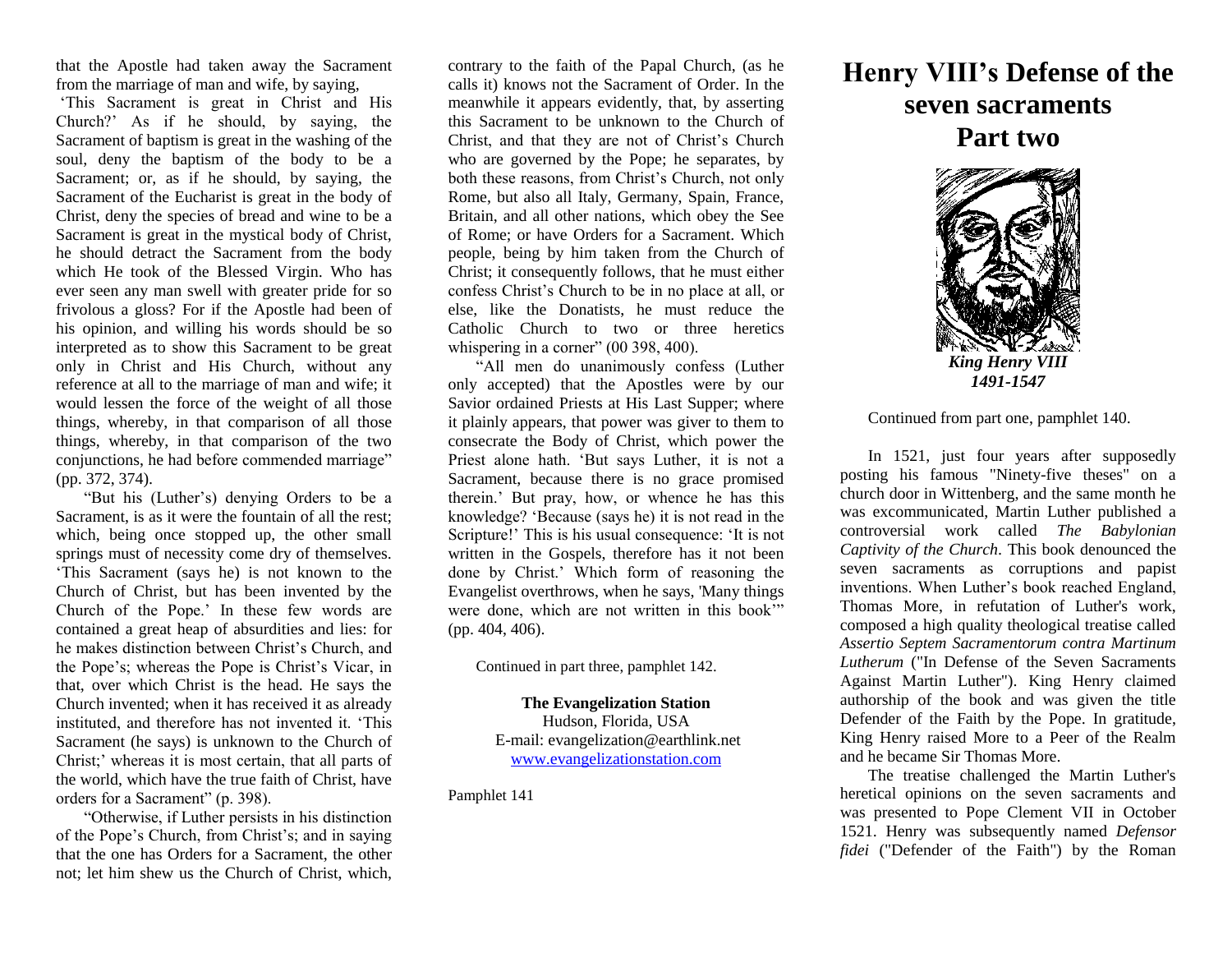that the Apostle had taken away the Sacrament from the marriage of man and wife, by saying, 'This Sacrament is great in Christ and His Church?' As if he should, by saying, the Sacrament of baptism is great in the washing of the soul, deny the baptism of the body to be a Sacrament; or, as if he should, by saying, the Sacrament of the Eucharist is great in the body of Christ, deny the species of bread and wine to be a Sacrament is great in the mystical body of Christ, he should detract the Sacrament from the body which He took of the Blessed Virgin. Who has ever seen any man swell with greater pride for so frivolous a gloss? For if the Apostle had been of his opinion, and willing his words should be so interpreted as to show this Sacrament to be great only in Christ and His Church, without any reference at all to the marriage of man and wife; it would lessen the force of the weight of all those things, whereby, in that comparison of all those things, whereby, in that comparison of the two conjunctions, he had before commended marriage" (pp. 372, 374).

"But his (Luther's) denying Orders to be a Sacrament, is as it were the fountain of all the rest; which, being once stopped up, the other small springs must of necessity come dry of themselves. 'This Sacrament (says he) is not known to the Church of Christ, but has been invented by the Church of the Pope.' In these few words are contained a great heap of absurdities and lies: for he makes distinction between Christ's Church, and the Pope's; whereas the Pope is Christ's Vicar, in that, over which Christ is the head. He says the Church invented; when it has received it as already instituted, and therefore has not invented it. 'This Sacrament (he says) is unknown to the Church of Christ;' whereas it is most certain, that all parts of the world, which have the true faith of Christ, have orders for a Sacrament" (p. 398).

"Otherwise, if Luther persists in his distinction of the Pope's Church, from Christ's; and in saying that the one has Orders for a Sacrament, the other not; let him shew us the Church of Christ, which, contrary to the faith of the Papal Church, (as he calls it) knows not the Sacrament of Order. In the meanwhile it appears evidently, that, by asserting this Sacrament to be unknown to the Church of Christ, and that they are not of Christ's Church who are governed by the Pope; he separates, by both these reasons, from Christ's Church, not only Rome, but also all Italy, Germany, Spain, France, Britain, and all other nations, which obey the See of Rome; or have Orders for a Sacrament. Which people, being by him taken from the Church of Christ; it consequently follows, that he must either confess Christ's Church to be in no place at all, or else, like the Donatists, he must reduce the Catholic Church to two or three heretics whispering in a corner" (00 398, 400).

"All men do unanimously confess (Luther only accepted) that the Apostles were by our Savior ordained Priests at His Last Supper; where it plainly appears, that power was giver to them to consecrate the Body of Christ, which power the Priest alone hath. 'But says Luther, it is not a Sacrament, because there is no grace promised therein.' But pray, how, or whence he has this knowledge? 'Because (says he) it is not read in the Scripture!' This is his usual consequence: 'It is not written in the Gospels, therefore has it not been done by Christ.' Which form of reasoning the Evangelist overthrows, when he says, 'Many things were done, which are not written in this book'" (pp. 404, 406).

Continued in part three, pamphlet 142.

**The Evangelization Station**
Hudson, Florida, USA
E-mail: evangelization@earthlink.net
www.evangelizationstation.com

Pamphlet 141

# Henry VIII's Defense of the seven sacraments Part two

***King Henry VIII***
***1491-1547***

Continued from part one, pamphlet 140.

In 1521, just four years after supposedly posting his famous "Ninety-five theses" on a church door in Wittenberg, and the same month he was excommunicated, Martin Luther published a controversial work called *The Babylonian Captivity of the Church*. This book denounced the seven sacraments as corruptions and papist inventions. When Luther's book reached England, Thomas More, in refutation of Luther's work, composed a high quality theological treatise called *Assertio Septem Sacramentorum contra Martinum Lutherum* ("In Defense of the Seven Sacraments Against Martin Luther"). King Henry claimed authorship of the book and was given the title Defender of the Faith by the Pope. In gratitude, King Henry raised More to a Peer of the Realm and he became Sir Thomas More.

The treatise challenged the Martin Luther's heretical opinions on the seven sacraments and was presented to Pope Clement VII in October 1521. Henry was subsequently named *Defensor fidei* ("Defender of the Faith") by the Roman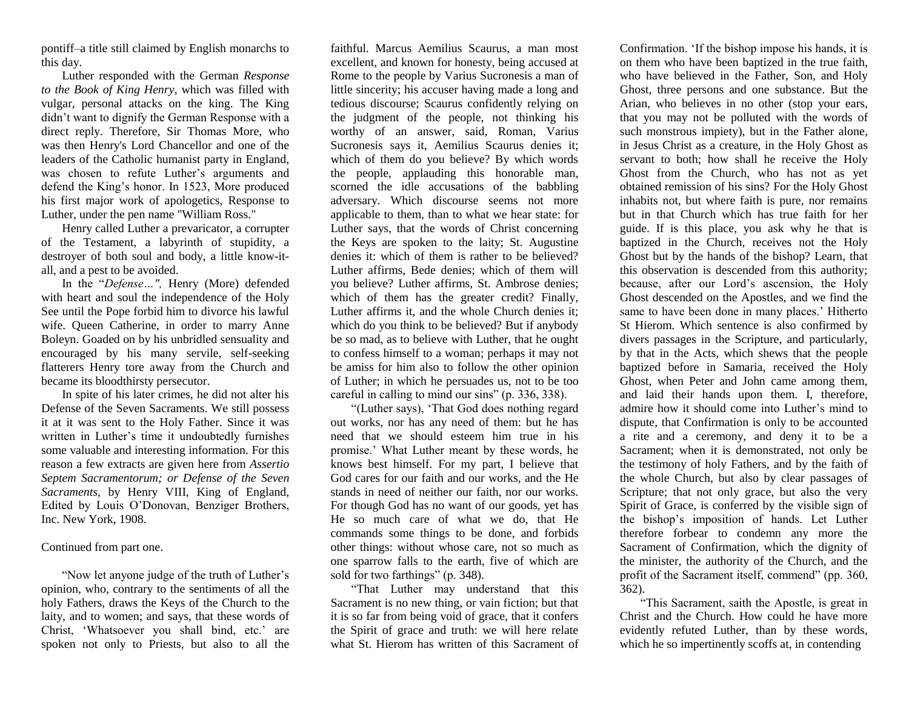pontiff–a title still claimed by English monarchs to this day.

Luther responded with the German *Response to the Book of King Henry*, which was filled with vulgar, personal attacks on the king. The King didn't want to dignify the German Response with a direct reply. Therefore, Sir Thomas More, who was then Henry's Lord Chancellor and one of the leaders of the Catholic humanist party in England, was chosen to refute Luther's arguments and defend the King's honor. In 1523, More produced his first major work of apologetics, Response to Luther, under the pen name "William Ross."

Henry called Luther a prevaricator, a corrupter of the Testament, a labyrinth of stupidity, a destroyer of both soul and body, a little know-it-all, and a pest to be avoided.

In the "*Defense…",* Henry (More) defended with heart and soul the independence of the Holy See until the Pope forbid him to divorce his lawful wife. Queen Catherine, in order to marry Anne Boleyn. Goaded on by his unbridled sensuality and encouraged by his many servile, self-seeking flatterers Henry tore away from the Church and became its bloodthirsty persecutor.

In spite of his later crimes, he did not alter his Defense of the Seven Sacraments. We still possess it at it was sent to the Holy Father. Since it was written in Luther's time it undoubtedly furnishes some valuable and interesting information. For this reason a few extracts are given here from *Assertio Septem Sacramentorum; or Defense of the Seven Sacraments*, by Henry VIII, King of England, Edited by Louis O'Donovan, Benziger Brothers, Inc. New York, 1908.

Continued from part one.

"Now let anyone judge of the truth of Luther's opinion, who, contrary to the sentiments of all the holy Fathers, draws the Keys of the Church to the laity, and to women; and says, that these words of Christ, 'Whatsoever you shall bind, etc.' are spoken not only to Priests, but also to all the faithful. Marcus Aemilius Scaurus, a man most excellent, and known for honesty, being accused at Rome to the people by Varius Sucronesis a man of little sincerity; his accuser having made a long and tedious discourse; Scaurus confidently relying on the judgment of the people, not thinking his worthy of an answer, said, Roman, Varius Sucronesis says it, Aemilius Scaurus denies it; which of them do you believe? By which words the people, applauding this honorable man, scorned the idle accusations of the babbling adversary. Which discourse seems not more applicable to them, than to what we hear state: for Luther says, that the words of Christ concerning the Keys are spoken to the laity; St. Augustine denies it: which of them is rather to be believed? Luther affirms, Bede denies; which of them will you believe? Luther affirms, St. Ambrose denies; which of them has the greater credit? Finally, Luther affirms it, and the whole Church denies it; which do you think to be believed? But if anybody be so mad, as to believe with Luther, that he ought to confess himself to a woman; perhaps it may not be amiss for him also to follow the other opinion of Luther; in which he persuades us, not to be too careful in calling to mind our sins" (p. 336, 338).

"(Luther says), 'That God does nothing regard out works, nor has any need of them: but he has need that we should esteem him true in his promise.' What Luther meant by these words, he knows best himself. For my part, I believe that God cares for our faith and our works, and the He stands in need of neither our faith, nor our works. For though God has no want of our goods, yet has He so much care of what we do, that He commands some things to be done, and forbids other things: without whose care, not so much as one sparrow falls to the earth, five of which are sold for two farthings" (p. 348).

"That Luther may understand that this Sacrament is no new thing, or vain fiction; but that it is so far from being void of grace, that it confers the Spirit of grace and truth: we will here relate what St. Hierom has written of this Sacrament of Confirmation. 'If the bishop impose his hands, it is on them who have been baptized in the true faith, who have believed in the Father, Son, and Holy Ghost, three persons and one substance. But the Arian, who believes in no other (stop your ears, that you may not be polluted with the words of such monstrous impiety), but in the Father alone, in Jesus Christ as a creature, in the Holy Ghost as servant to both; how shall he receive the Holy Ghost from the Church, who has not as yet obtained remission of his sins? For the Holy Ghost inhabits not, but where faith is pure, nor remains but in that Church which has true faith for her guide. If is this place, you ask why he that is baptized in the Church, receives not the Holy Ghost but by the hands of the bishop? Learn, that this observation is descended from this authority; because, after our Lord's ascension, the Holy Ghost descended on the Apostles, and we find the same to have been done in many places.' Hitherto St Hierom. Which sentence is also confirmed by divers passages in the Scripture, and particularly, by that in the Acts, which shews that the people baptized before in Samaria, received the Holy Ghost, when Peter and John came among them, and laid their hands upon them. I, therefore, admire how it should come into Luther's mind to dispute, that Confirmation is only to be accounted a rite and a ceremony, and deny it to be a Sacrament; when it is demonstrated, not only be the testimony of holy Fathers, and by the faith of the whole Church, but also by clear passages of Scripture; that not only grace, but also the very Spirit of Grace, is conferred by the visible sign of the bishop's imposition of hands. Let Luther therefore forbear to condemn any more the Sacrament of Confirmation, which the dignity of the minister, the authority of the Church, and the profit of the Sacrament itself, commend" (pp. 360, 362).

"This Sacrament, saith the Apostle, is great in Christ and the Church. How could he have more evidently refuted Luther, than by these words, which he so impertinently scoffs at, in contending